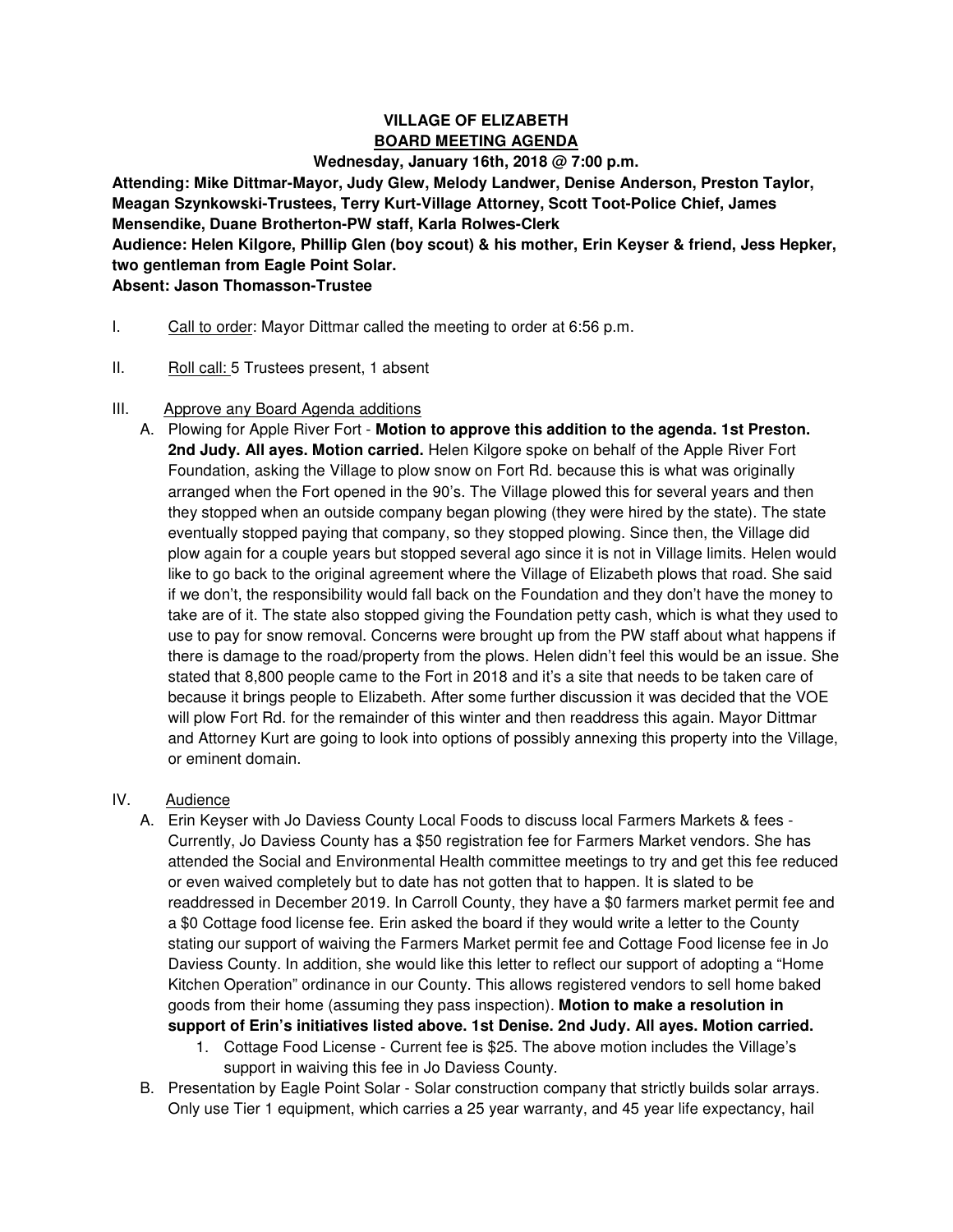**VILLAGE OF ELIZABETH**
**BOARD MEETING AGENDA**
**Wednesday, January 16th, 2018 @ 7:00 p.m.**

**Attending: Mike Dittmar-Mayor, Judy Glew, Melody Landwer, Denise Anderson, Preston Taylor, Meagan Szynkowski-Trustees, Terry Kurt-Village Attorney, Scott Toot-Police Chief, James Mensendike, Duane Brotherton-PW staff, Karla Rolwes-Clerk**
**Audience: Helen Kilgore, Phillip Glen (boy scout) & his mother, Erin Keyser & friend, Jess Hepker, two gentleman from Eagle Point Solar.**
**Absent: Jason Thomasson-Trustee**

I. Call to order: Mayor Dittmar called the meeting to order at 6:56 p.m.

II. Roll call: 5 Trustees present, 1 absent

III. Approve any Board Agenda additions

A. Plowing for Apple River Fort - **Motion to approve this addition to the agenda. 1st Preston. 2nd Judy. All ayes. Motion carried.** Helen Kilgore spoke on behalf of the Apple River Fort Foundation, asking the Village to plow snow on Fort Rd. because this is what was originally arranged when the Fort opened in the 90's. The Village plowed this for several years and then they stopped when an outside company began plowing (they were hired by the state). The state eventually stopped paying that company, so they stopped plowing. Since then, the Village did plow again for a couple years but stopped several ago since it is not in Village limits. Helen would like to go back to the original agreement where the Village of Elizabeth plows that road. She said if we don't, the responsibility would fall back on the Foundation and they don't have the money to take are of it. The state also stopped giving the Foundation petty cash, which is what they used to use to pay for snow removal. Concerns were brought up from the PW staff about what happens if there is damage to the road/property from the plows. Helen didn't feel this would be an issue. She stated that 8,800 people came to the Fort in 2018 and it's a site that needs to be taken care of because it brings people to Elizabeth. After some further discussion it was decided that the VOE will plow Fort Rd. for the remainder of this winter and then readdress this again. Mayor Dittmar and Attorney Kurt are going to look into options of possibly annexing this property into the Village, or eminent domain.

IV. Audience

A. Erin Keyser with Jo Daviess County Local Foods to discuss local Farmers Markets & fees - Currently, Jo Daviess County has a $50 registration fee for Farmers Market vendors. She has attended the Social and Environmental Health committee meetings to try and get this fee reduced or even waived completely but to date has not gotten that to happen. It is slated to be readdressed in December 2019. In Carroll County, they have a $0 farmers market permit fee and a $0 Cottage food license fee. Erin asked the board if they would write a letter to the County stating our support of waiving the Farmers Market permit fee and Cottage Food license fee in Jo Daviess County. In addition, she would like this letter to reflect our support of adopting a "Home Kitchen Operation" ordinance in our County. This allows registered vendors to sell home baked goods from their home (assuming they pass inspection). **Motion to make a resolution in support of Erin's initiatives listed above. 1st Denise. 2nd Judy. All ayes. Motion carried.**

1. Cottage Food License - Current fee is $25. The above motion includes the Village's support in waiving this fee in Jo Daviess County.

B. Presentation by Eagle Point Solar - Solar construction company that strictly builds solar arrays. Only use Tier 1 equipment, which carries a 25 year warranty, and 45 year life expectancy, hail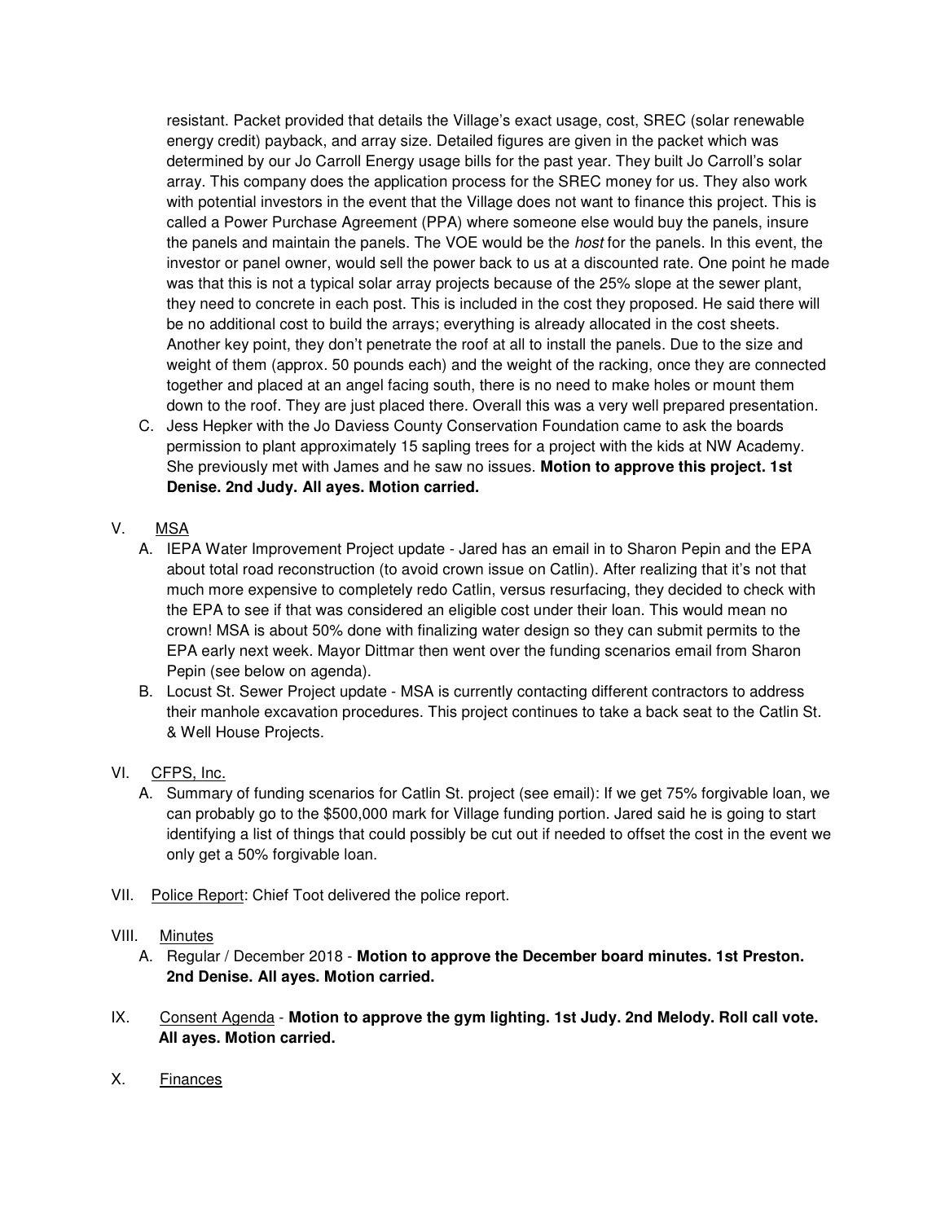resistant. Packet provided that details the Village's exact usage, cost, SREC (solar renewable energy credit) payback, and array size. Detailed figures are given in the packet which was determined by our Jo Carroll Energy usage bills for the past year. They built Jo Carroll's solar array. This company does the application process for the SREC money for us. They also work with potential investors in the event that the Village does not want to finance this project. This is called a Power Purchase Agreement (PPA) where someone else would buy the panels, insure the panels and maintain the panels. The VOE would be the *host* for the panels. In this event, the investor or panel owner, would sell the power back to us at a discounted rate. One point he made was that this is not a typical solar array projects because of the 25% slope at the sewer plant, they need to concrete in each post. This is included in the cost they proposed. He said there will be no additional cost to build the arrays; everything is already allocated in the cost sheets. Another key point, they don't penetrate the roof at all to install the panels. Due to the size and weight of them (approx. 50 pounds each) and the weight of the racking, once they are connected together and placed at an angel facing south, there is no need to make holes or mount them down to the roof. They are just placed there. Overall this was a very well prepared presentation.

C. Jess Hepker with the Jo Daviess County Conservation Foundation came to ask the boards permission to plant approximately 15 sapling trees for a project with the kids at NW Academy. She previously met with James and he saw no issues. **Motion to approve this project. 1st Denise. 2nd Judy. All ayes. Motion carried.**

V. MSA

A. IEPA Water Improvement Project update - Jared has an email in to Sharon Pepin and the EPA about total road reconstruction (to avoid crown issue on Catlin). After realizing that it's not that much more expensive to completely redo Catlin, versus resurfacing, they decided to check with the EPA to see if that was considered an eligible cost under their loan. This would mean no crown! MSA is about 50% done with finalizing water design so they can submit permits to the EPA early next week. Mayor Dittmar then went over the funding scenarios email from Sharon Pepin (see below on agenda).

B. Locust St. Sewer Project update - MSA is currently contacting different contractors to address their manhole excavation procedures. This project continues to take a back seat to the Catlin St. & Well House Projects.

VI. CFPS, Inc.

A. Summary of funding scenarios for Catlin St. project (see email): If we get 75% forgivable loan, we can probably go to the $500,000 mark for Village funding portion. Jared said he is going to start identifying a list of things that could possibly be cut out if needed to offset the cost in the event we only get a 50% forgivable loan.

VII. Police Report: Chief Toot delivered the police report.

VIII. Minutes

A. Regular / December 2018 - **Motion to approve the December board minutes. 1st Preston. 2nd Denise. All ayes. Motion carried.**

IX. Consent Agenda - **Motion to approve the gym lighting. 1st Judy. 2nd Melody. Roll call vote. All ayes. Motion carried.**

X. Finances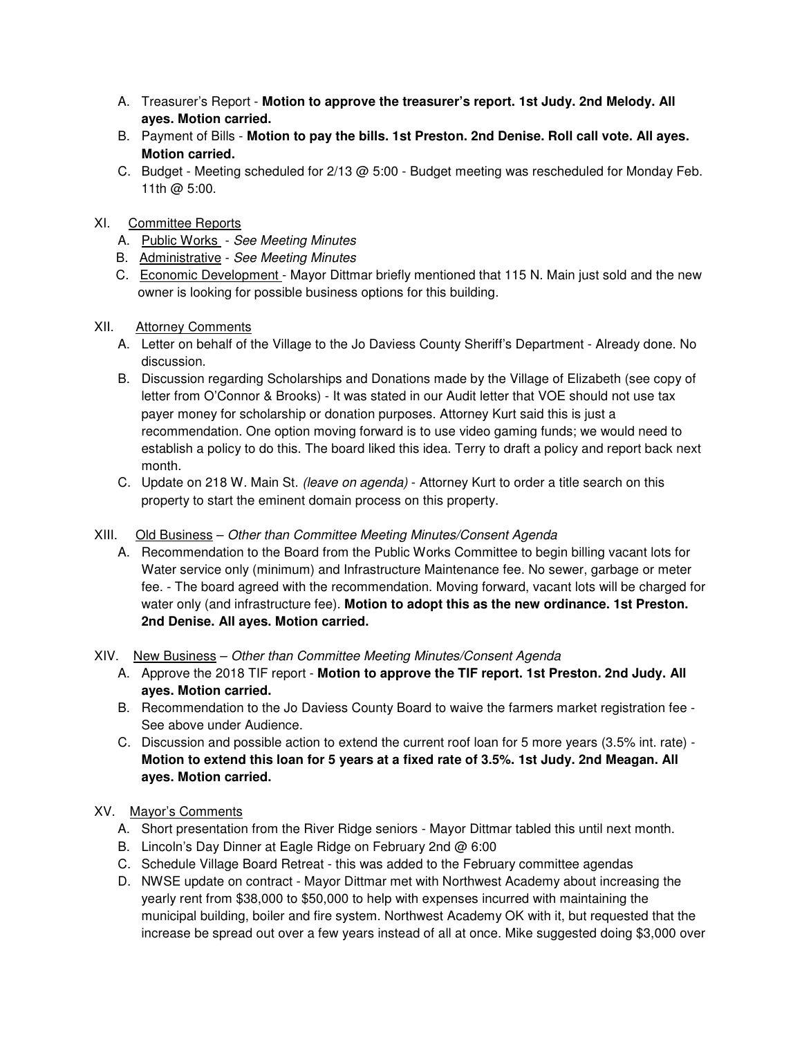A. Treasurer's Report - **Motion to approve the treasurer's report. 1st Judy. 2nd Melody. All ayes. Motion carried.**
B. Payment of Bills - **Motion to pay the bills. 1st Preston. 2nd Denise. Roll call vote. All ayes. Motion carried.**
C. Budget - Meeting scheduled for 2/13 @ 5:00 - Budget meeting was rescheduled for Monday Feb. 11th @ 5:00.

XI. Committee Reports

A. Public Works - *See Meeting Minutes*
B. Administrative - *See Meeting Minutes*
C. Economic Development - Mayor Dittmar briefly mentioned that 115 N. Main just sold and the new owner is looking for possible business options for this building.

XII. Attorney Comments

A. Letter on behalf of the Village to the Jo Daviess County Sheriff's Department - Already done. No discussion.
B. Discussion regarding Scholarships and Donations made by the Village of Elizabeth (see copy of letter from O'Connor & Brooks) - It was stated in our Audit letter that VOE should not use tax payer money for scholarship or donation purposes. Attorney Kurt said this is just a recommendation. One option moving forward is to use video gaming funds; we would need to establish a policy to do this. The board liked this idea. Terry to draft a policy and report back next month.
C. Update on 218 W. Main St. *(leave on agenda)* - Attorney Kurt to order a title search on this property to start the eminent domain process on this property.

XIII. Old Business – *Other than Committee Meeting Minutes/Consent Agenda*

A. Recommendation to the Board from the Public Works Committee to begin billing vacant lots for Water service only (minimum) and Infrastructure Maintenance fee. No sewer, garbage or meter fee. - The board agreed with the recommendation. Moving forward, vacant lots will be charged for water only (and infrastructure fee). **Motion to adopt this as the new ordinance. 1st Preston. 2nd Denise. All ayes. Motion carried.**

XIV. New Business – *Other than Committee Meeting Minutes/Consent Agenda*

A. Approve the 2018 TIF report - **Motion to approve the TIF report. 1st Preston. 2nd Judy. All ayes. Motion carried.**
B. Recommendation to the Jo Daviess County Board to waive the farmers market registration fee - See above under Audience.
C. Discussion and possible action to extend the current roof loan for 5 more years (3.5% int. rate) - **Motion to extend this loan for 5 years at a fixed rate of 3.5%. 1st Judy. 2nd Meagan. All ayes. Motion carried.**

XV. Mayor's Comments

A. Short presentation from the River Ridge seniors - Mayor Dittmar tabled this until next month.
B. Lincoln's Day Dinner at Eagle Ridge on February 2nd @ 6:00
C. Schedule Village Board Retreat - this was added to the February committee agendas
D. NWSE update on contract - Mayor Dittmar met with Northwest Academy about increasing the yearly rent from $38,000 to $50,000 to help with expenses incurred with maintaining the municipal building, boiler and fire system. Northwest Academy OK with it, but requested that the increase be spread out over a few years instead of all at once. Mike suggested doing $3,000 over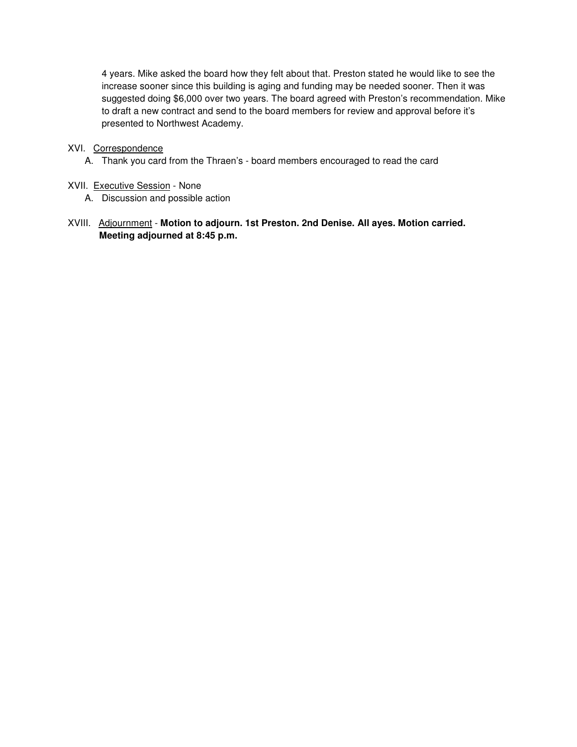4 years. Mike asked the board how they felt about that. Preston stated he would like to see the increase sooner since this building is aging and funding may be needed sooner. Then it was suggested doing $6,000 over two years. The board agreed with Preston's recommendation. Mike to draft a new contract and send to the board members for review and approval before it's presented to Northwest Academy.

XVI. Correspondence

A. Thank you card from the Thraen's - board members encouraged to read the card

XVII. Executive Session - None

A. Discussion and possible action

XVIII. Adjournment - **Motion to adjourn. 1st Preston. 2nd Denise. All ayes. Motion carried. Meeting adjourned at 8:45 p.m.**